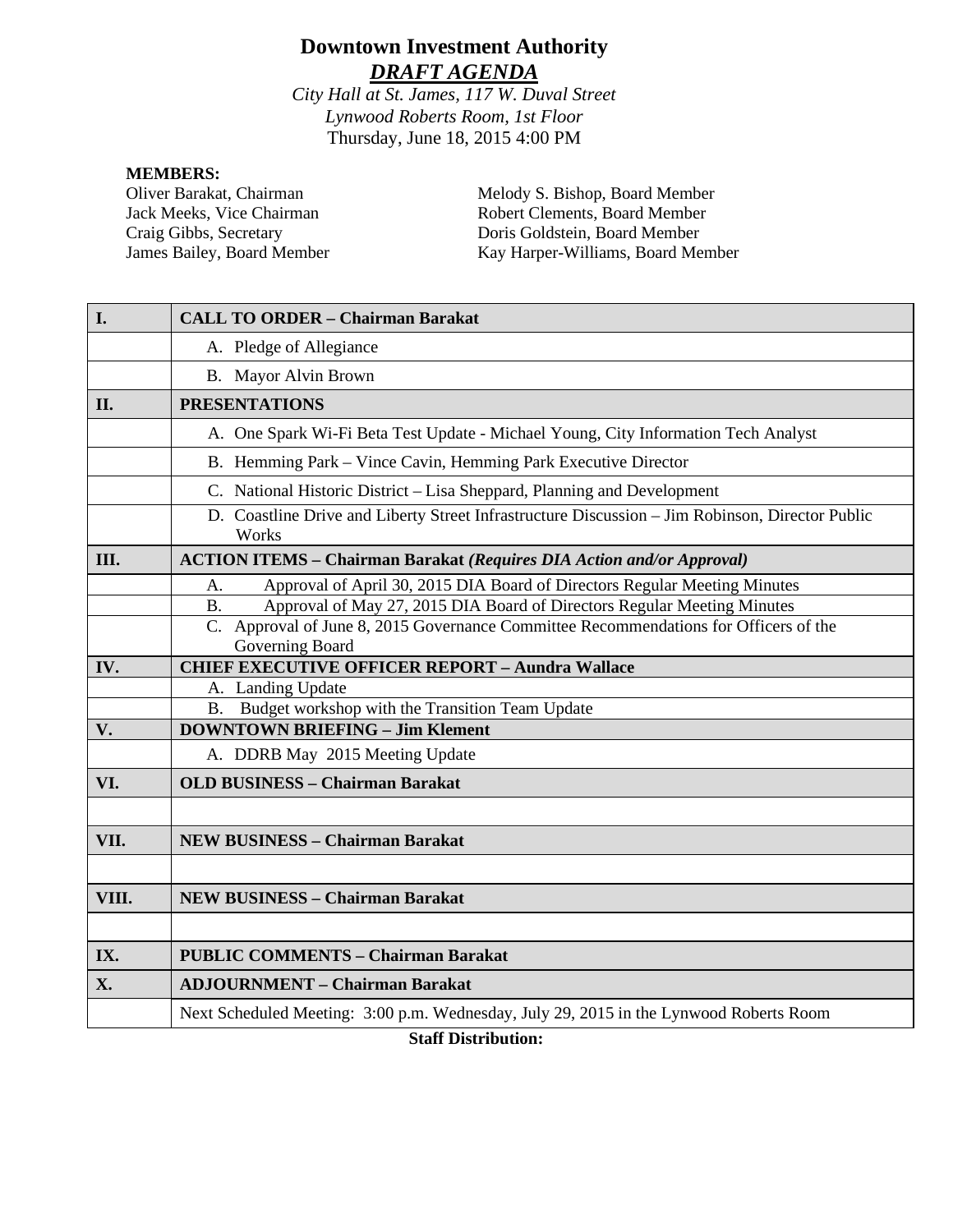# Downtown Investment Authority

## *DRAFT AGENDA*

*City Hall at St. James, 117 W. Duval Street*
*Lynwood Roberts Room, 1st Floor*
Thursday, June 18, 2015 4:00 PM

**MEMBERS:**

Oliver Barakat, Chairman
Jack Meeks, Vice Chairman
Craig Gibbs, Secretary
James Bailey, Board Member
Melody S. Bishop, Board Member
Robert Clements, Board Member
Doris Goldstein, Board Member
Kay Harper-Williams, Board Member

| | |
|---|---|
| **I.** | **CALL TO ORDER – Chairman Barakat** |
| | A. Pledge of Allegiance |
| | B. Mayor Alvin Brown |
| **II.** | **PRESENTATIONS** |
| | A. One Spark Wi-Fi Beta Test Update - Michael Young, City Information Tech Analyst |
| | B. Hemming Park – Vince Cavin, Hemming Park Executive Director |
| | C. National Historic District – Lisa Sheppard, Planning and Development |
| | D. Coastline Drive and Liberty Street Infrastructure Discussion – Jim Robinson, Director Public Works |
| **III.** | **ACTION ITEMS – Chairman Barakat *(Requires DIA Action and/or Approval)*** |
| | A. Approval of April 30, 2015 DIA Board of Directors Regular Meeting Minutes |
| | B. Approval of May 27, 2015 DIA Board of Directors Regular Meeting Minutes |
| | C. Approval of June 8, 2015 Governance Committee Recommendations for Officers of the Governing Board |
| **IV.** | **CHIEF EXECUTIVE OFFICER REPORT – Aundra Wallace** |
| | A. Landing Update |
| | B. Budget workshop with the Transition Team Update |
| **V.** | **DOWNTOWN BRIEFING – Jim Klement** |
| | A. DDRB May 2015 Meeting Update |
| **VI.** | **OLD BUSINESS – Chairman Barakat** |
| | |
| **VII.** | **NEW BUSINESS – Chairman Barakat** |
| | |
| **VIII.** | **NEW BUSINESS – Chairman Barakat** |
| | |
| **IX.** | **PUBLIC COMMENTS – Chairman Barakat** |
| **X.** | **ADJOURNMENT – Chairman Barakat** |
| | Next Scheduled Meeting: 3:00 p.m. Wednesday, July 29, 2015 in the Lynwood Roberts Room |

**Staff Distribution:**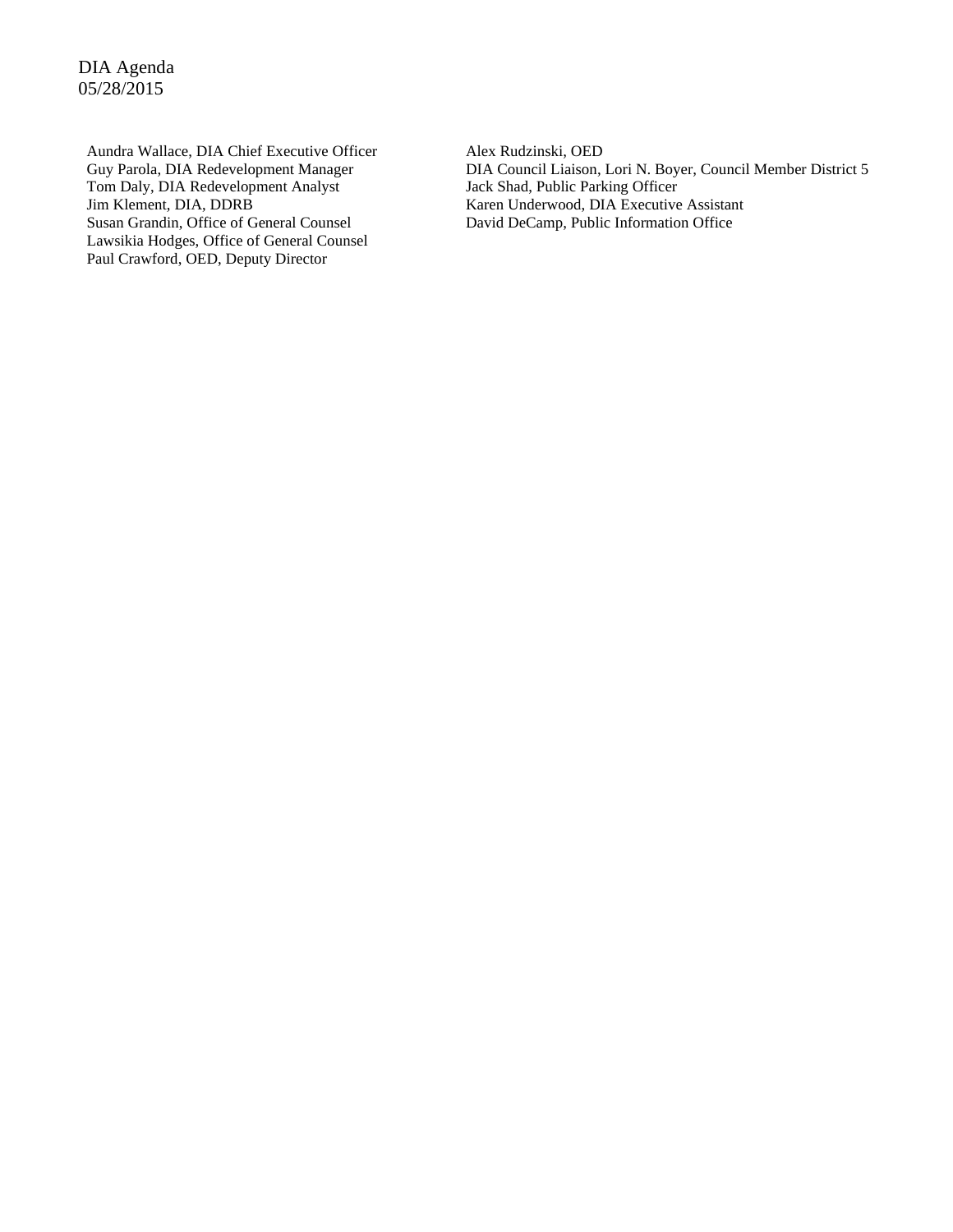Aundra Wallace, DIA Chief Executive Officer
Guy Parola, DIA Redevelopment Manager
Tom Daly, DIA Redevelopment Analyst
Jim Klement, DIA, DDRB
Susan Grandin, Office of General Counsel
Lawsikia Hodges, Office of General Counsel
Paul Crawford, OED, Deputy Director
Alex Rudzinski, OED
DIA Council Liaison, Lori N. Boyer, Council Member District 5
Jack Shad, Public Parking Officer
Karen Underwood, DIA Executive Assistant
David DeCamp, Public Information Office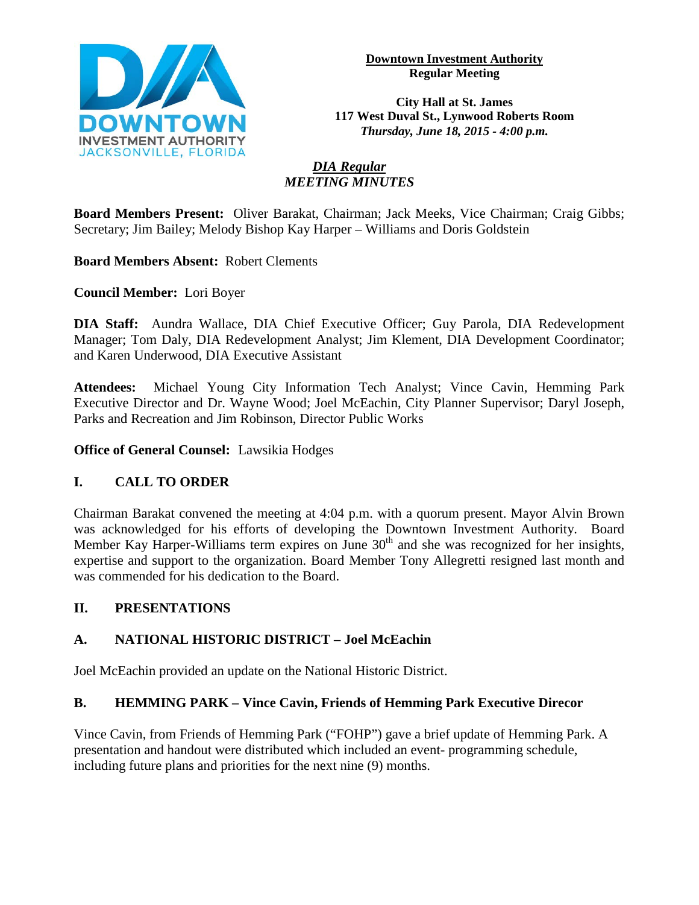**Downtown Investment Authority**
**Regular Meeting**

**City Hall at St. James**
**117 West Duval St., Lynwood Roberts Room**
***Thursday, June 18, 2015 - 4:00 p.m.***

***DIA Regular***
***MEETING MINUTES***

**Board Members Present:** Oliver Barakat, Chairman; Jack Meeks, Vice Chairman; Craig Gibbs; Secretary; Jim Bailey; Melody Bishop Kay Harper – Williams and Doris Goldstein

**Board Members Absent:** Robert Clements

**Council Member:** Lori Boyer

**DIA Staff:** Aundra Wallace, DIA Chief Executive Officer; Guy Parola, DIA Redevelopment Manager; Tom Daly, DIA Redevelopment Analyst; Jim Klement, DIA Development Coordinator; and Karen Underwood, DIA Executive Assistant

**Attendees:** Michael Young City Information Tech Analyst; Vince Cavin, Hemming Park Executive Director and Dr. Wayne Wood; Joel McEachin, City Planner Supervisor; Daryl Joseph, Parks and Recreation and Jim Robinson, Director Public Works

**Office of General Counsel:** Lawsikia Hodges

## I. CALL TO ORDER

Chairman Barakat convened the meeting at 4:04 p.m. with a quorum present. Mayor Alvin Brown was acknowledged for his efforts of developing the Downtown Investment Authority. Board Member Kay Harper-Williams term expires on June 30th and she was recognized for her insights, expertise and support to the organization. Board Member Tony Allegretti resigned last month and was commended for his dedication to the Board.

## II. PRESENTATIONS

### A. NATIONAL HISTORIC DISTRICT – Joel McEachin

Joel McEachin provided an update on the National Historic District.

### B. HEMMING PARK – Vince Cavin, Friends of Hemming Park Executive Direcor

Vince Cavin, from Friends of Hemming Park ("FOHP") gave a brief update of Hemming Park. A presentation and handout were distributed which included an event- programming schedule, including future plans and priorities for the next nine (9) months.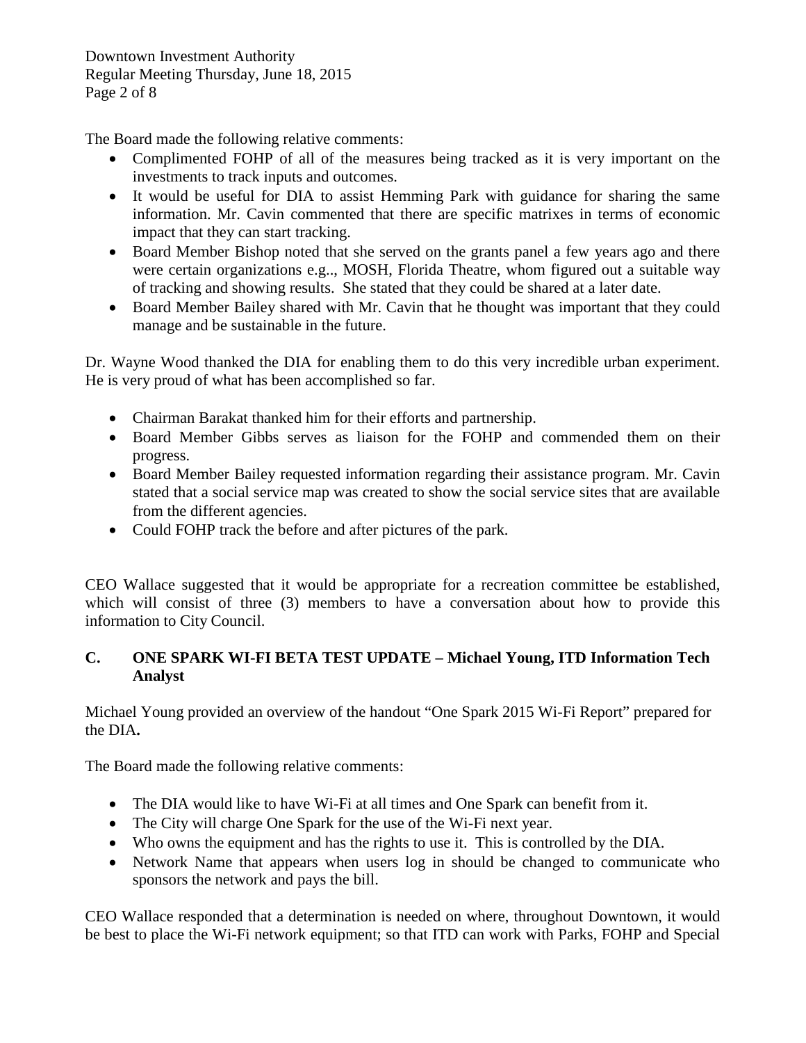The Board made the following relative comments:

- Complimented FOHP of all of the measures being tracked as it is very important on the investments to track inputs and outcomes.
- It would be useful for DIA to assist Hemming Park with guidance for sharing the same information. Mr. Cavin commented that there are specific matrixes in terms of economic impact that they can start tracking.
- Board Member Bishop noted that she served on the grants panel a few years ago and there were certain organizations e.g.., MOSH, Florida Theatre, whom figured out a suitable way of tracking and showing results. She stated that they could be shared at a later date.
- Board Member Bailey shared with Mr. Cavin that he thought was important that they could manage and be sustainable in the future.

Dr. Wayne Wood thanked the DIA for enabling them to do this very incredible urban experiment. He is very proud of what has been accomplished so far.

- Chairman Barakat thanked him for their efforts and partnership.
- Board Member Gibbs serves as liaison for the FOHP and commended them on their progress.
- Board Member Bailey requested information regarding their assistance program. Mr. Cavin stated that a social service map was created to show the social service sites that are available from the different agencies.
- Could FOHP track the before and after pictures of the park.

CEO Wallace suggested that it would be appropriate for a recreation committee be established, which will consist of three (3) members to have a conversation about how to provide this information to City Council.

## C. ONE SPARK WI-FI BETA TEST UPDATE – Michael Young, ITD Information Tech Analyst

Michael Young provided an overview of the handout "One Spark 2015 Wi-Fi Report" prepared for the DIA**.**

The Board made the following relative comments:

- The DIA would like to have Wi-Fi at all times and One Spark can benefit from it.
- The City will charge One Spark for the use of the Wi-Fi next year.
- Who owns the equipment and has the rights to use it. This is controlled by the DIA.
- Network Name that appears when users log in should be changed to communicate who sponsors the network and pays the bill.

CEO Wallace responded that a determination is needed on where, throughout Downtown, it would be best to place the Wi-Fi network equipment; so that ITD can work with Parks, FOHP and Special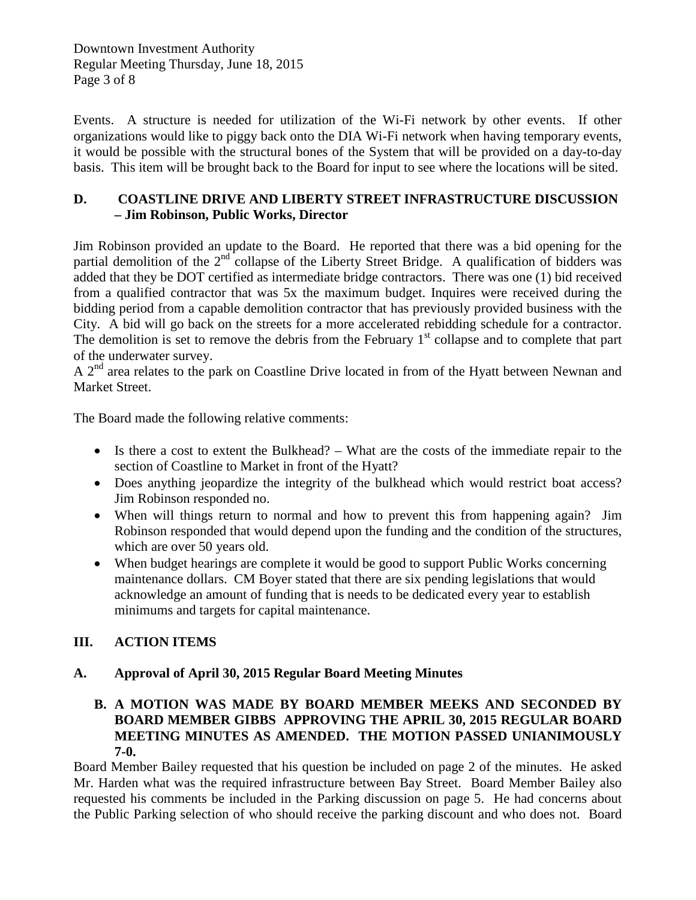Events. A structure is needed for utilization of the Wi-Fi network by other events. If other organizations would like to piggy back onto the DIA Wi-Fi network when having temporary events, it would be possible with the structural bones of the System that will be provided on a day-to-day basis. This item will be brought back to the Board for input to see where the locations will be sited.

### D. COASTLINE DRIVE AND LIBERTY STREET INFRASTRUCTURE DISCUSSION – Jim Robinson, Public Works, Director

Jim Robinson provided an update to the Board. He reported that there was a bid opening for the partial demolition of the 2nd collapse of the Liberty Street Bridge. A qualification of bidders was added that they be DOT certified as intermediate bridge contractors. There was one (1) bid received from a qualified contractor that was 5x the maximum budget. Inquires were received during the bidding period from a capable demolition contractor that has previously provided business with the City. A bid will go back on the streets for a more accelerated rebidding schedule for a contractor. The demolition is set to remove the debris from the February 1st collapse and to complete that part of the underwater survey.
A 2nd area relates to the park on Coastline Drive located in from of the Hyatt between Newnan and Market Street.

The Board made the following relative comments:

- Is there a cost to extent the Bulkhead? – What are the costs of the immediate repair to the section of Coastline to Market in front of the Hyatt?
- Does anything jeopardize the integrity of the bulkhead which would restrict boat access? Jim Robinson responded no.
- When will things return to normal and how to prevent this from happening again? Jim Robinson responded that would depend upon the funding and the condition of the structures, which are over 50 years old.
- When budget hearings are complete it would be good to support Public Works concerning maintenance dollars. CM Boyer stated that there are six pending legislations that would acknowledge an amount of funding that is needs to be dedicated every year to establish minimums and targets for capital maintenance.

## III. ACTION ITEMS

### A. Approval of April 30, 2015 Regular Board Meeting Minutes

**B. A MOTION WAS MADE BY BOARD MEMBER MEEKS AND SECONDED BY BOARD MEMBER GIBBS APPROVING THE APRIL 30, 2015 REGULAR BOARD MEETING MINUTES AS AMENDED. THE MOTION PASSED UNIANIMOUSLY 7-0.**

Board Member Bailey requested that his question be included on page 2 of the minutes. He asked Mr. Harden what was the required infrastructure between Bay Street. Board Member Bailey also requested his comments be included in the Parking discussion on page 5. He had concerns about the Public Parking selection of who should receive the parking discount and who does not. Board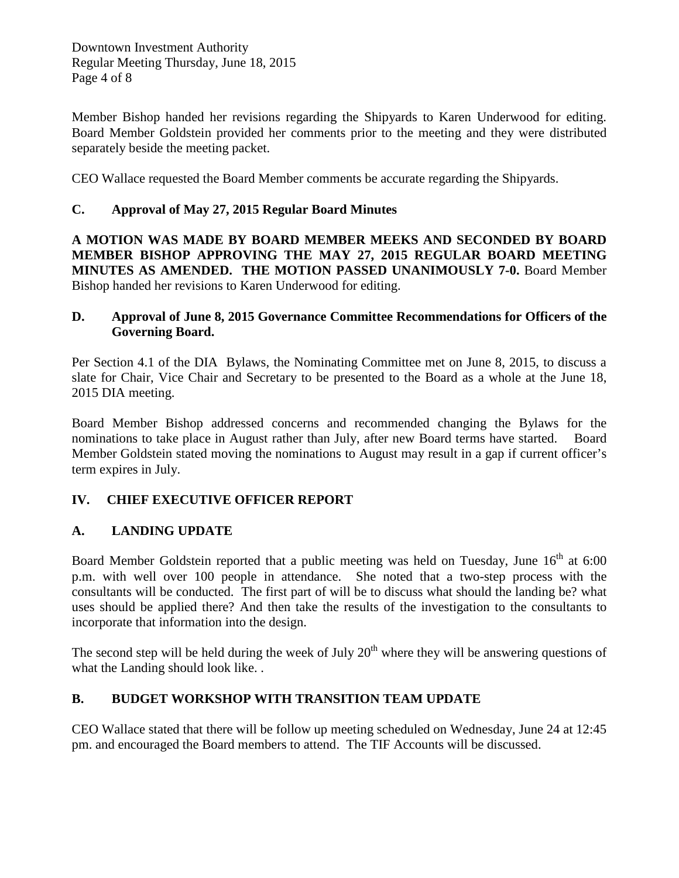Member Bishop handed her revisions regarding the Shipyards to Karen Underwood for editing. Board Member Goldstein provided her comments prior to the meeting and they were distributed separately beside the meeting packet.

CEO Wallace requested the Board Member comments be accurate regarding the Shipyards.

### C. Approval of May 27, 2015 Regular Board Minutes

**A MOTION WAS MADE BY BOARD MEMBER MEEKS AND SECONDED BY BOARD MEMBER BISHOP APPROVING THE MAY 27, 2015 REGULAR BOARD MEETING MINUTES AS AMENDED. THE MOTION PASSED UNANIMOUSLY 7-0.** Board Member Bishop handed her revisions to Karen Underwood for editing.

### D. Approval of June 8, 2015 Governance Committee Recommendations for Officers of the Governing Board.

Per Section 4.1 of the DIA Bylaws, the Nominating Committee met on June 8, 2015, to discuss a slate for Chair, Vice Chair and Secretary to be presented to the Board as a whole at the June 18, 2015 DIA meeting.

Board Member Bishop addressed concerns and recommended changing the Bylaws for the nominations to take place in August rather than July, after new Board terms have started. Board Member Goldstein stated moving the nominations to August may result in a gap if current officer's term expires in July.

## IV. CHIEF EXECUTIVE OFFICER REPORT

### A. LANDING UPDATE

Board Member Goldstein reported that a public meeting was held on Tuesday, June 16th at 6:00 p.m. with well over 100 people in attendance. She noted that a two-step process with the consultants will be conducted. The first part of will be to discuss what should the landing be? what uses should be applied there? And then take the results of the investigation to the consultants to incorporate that information into the design.

The second step will be held during the week of July 20th where they will be answering questions of what the Landing should look like. .

### B. BUDGET WORKSHOP WITH TRANSITION TEAM UPDATE

CEO Wallace stated that there will be follow up meeting scheduled on Wednesday, June 24 at 12:45 pm. and encouraged the Board members to attend. The TIF Accounts will be discussed.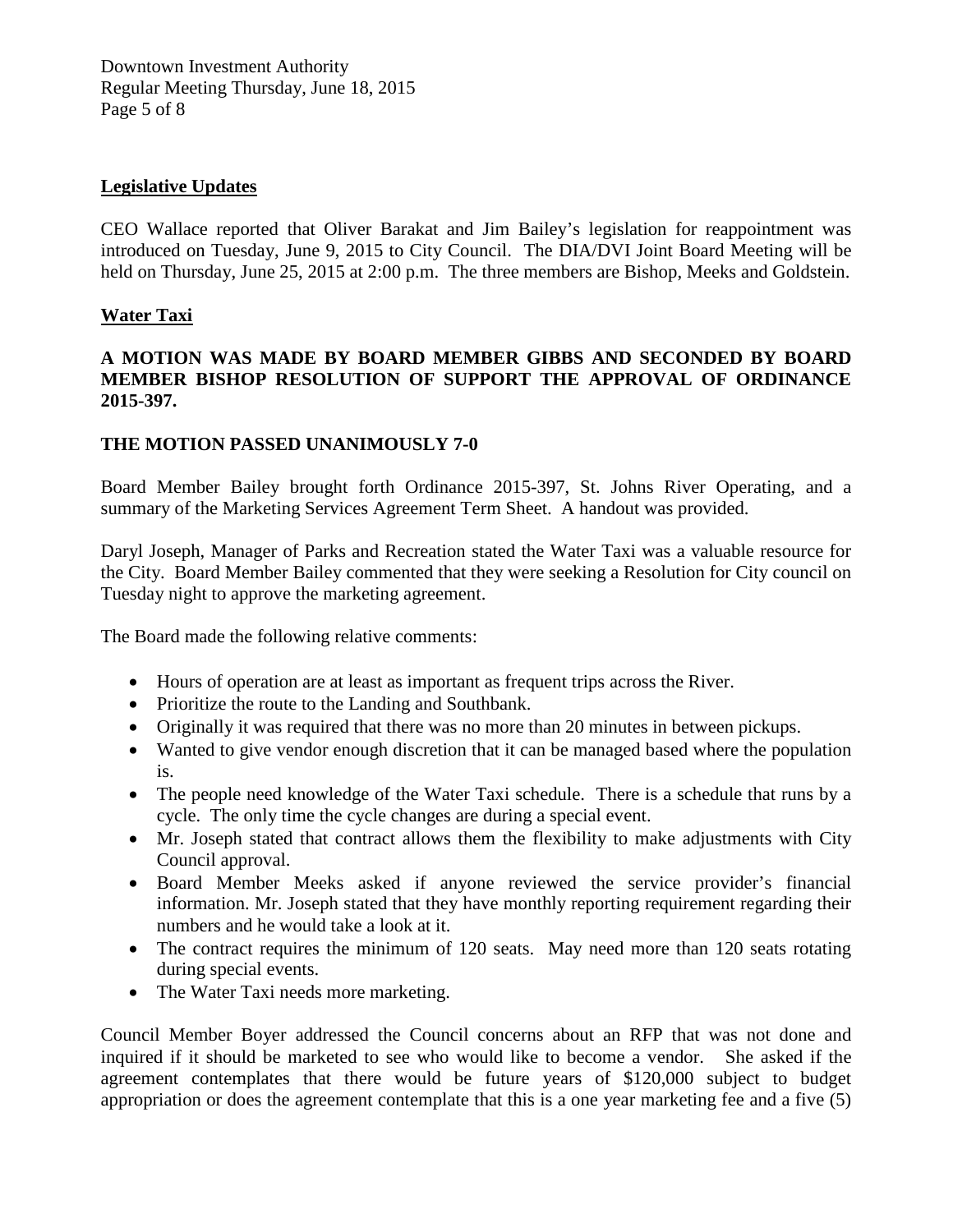## Legislative Updates

CEO Wallace reported that Oliver Barakat and Jim Bailey's legislation for reappointment was introduced on Tuesday, June 9, 2015 to City Council. The DIA/DVI Joint Board Meeting will be held on Thursday, June 25, 2015 at 2:00 p.m. The three members are Bishop, Meeks and Goldstein.

## Water Taxi

**A MOTION WAS MADE BY BOARD MEMBER GIBBS AND SECONDED BY BOARD MEMBER BISHOP RESOLUTION OF SUPPORT THE APPROVAL OF ORDINANCE 2015-397.**

**THE MOTION PASSED UNANIMOUSLY 7-0**

Board Member Bailey brought forth Ordinance 2015-397, St. Johns River Operating, and a summary of the Marketing Services Agreement Term Sheet. A handout was provided.

Daryl Joseph, Manager of Parks and Recreation stated the Water Taxi was a valuable resource for the City. Board Member Bailey commented that they were seeking a Resolution for City council on Tuesday night to approve the marketing agreement.

The Board made the following relative comments:

- Hours of operation are at least as important as frequent trips across the River.
- Prioritize the route to the Landing and Southbank.
- Originally it was required that there was no more than 20 minutes in between pickups.
- Wanted to give vendor enough discretion that it can be managed based where the population is.
- The people need knowledge of the Water Taxi schedule. There is a schedule that runs by a cycle. The only time the cycle changes are during a special event.
- Mr. Joseph stated that contract allows them the flexibility to make adjustments with City Council approval.
- Board Member Meeks asked if anyone reviewed the service provider's financial information. Mr. Joseph stated that they have monthly reporting requirement regarding their numbers and he would take a look at it.
- The contract requires the minimum of 120 seats. May need more than 120 seats rotating during special events.
- The Water Taxi needs more marketing.

Council Member Boyer addressed the Council concerns about an RFP that was not done and inquired if it should be marketed to see who would like to become a vendor. She asked if the agreement contemplates that there would be future years of $120,000 subject to budget appropriation or does the agreement contemplate that this is a one year marketing fee and a five (5)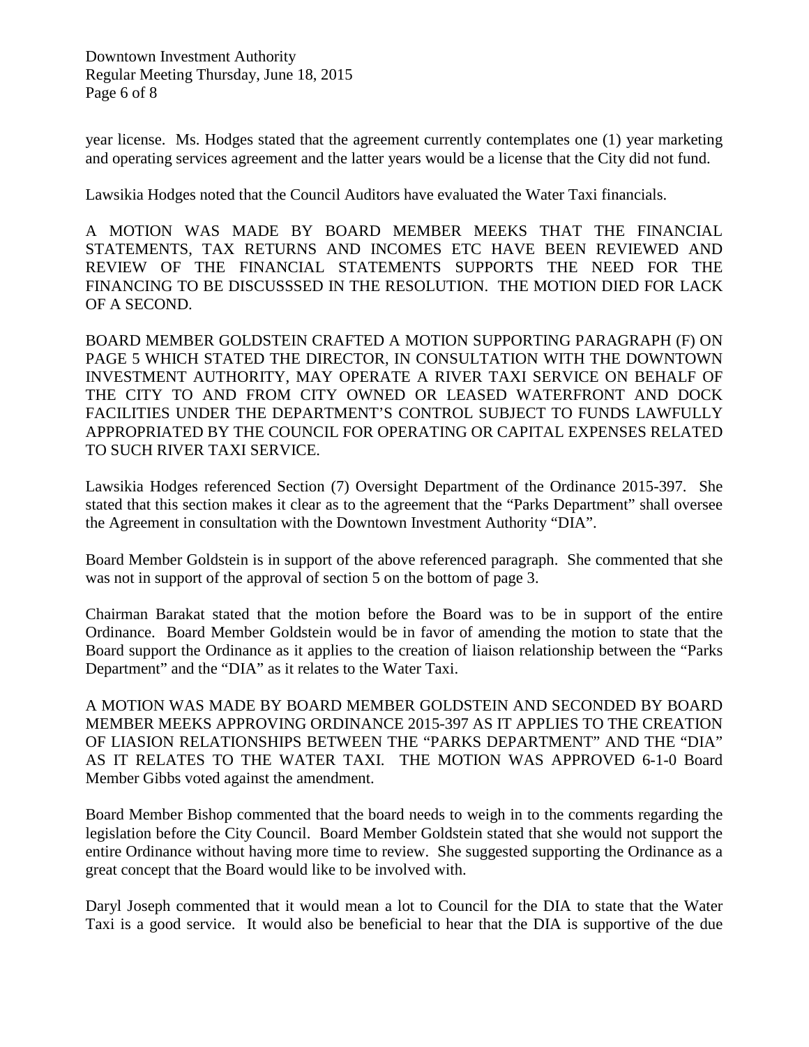year license. Ms. Hodges stated that the agreement currently contemplates one (1) year marketing and operating services agreement and the latter years would be a license that the City did not fund.

Lawsikia Hodges noted that the Council Auditors have evaluated the Water Taxi financials.

A MOTION WAS MADE BY BOARD MEMBER MEEKS THAT THE FINANCIAL STATEMENTS, TAX RETURNS AND INCOMES ETC HAVE BEEN REVIEWED AND REVIEW OF THE FINANCIAL STATEMENTS SUPPORTS THE NEED FOR THE FINANCING TO BE DISCUSSSED IN THE RESOLUTION. THE MOTION DIED FOR LACK OF A SECOND.

BOARD MEMBER GOLDSTEIN CRAFTED A MOTION SUPPORTING PARAGRAPH (F) ON PAGE 5 WHICH STATED THE DIRECTOR, IN CONSULTATION WITH THE DOWNTOWN INVESTMENT AUTHORITY, MAY OPERATE A RIVER TAXI SERVICE ON BEHALF OF THE CITY TO AND FROM CITY OWNED OR LEASED WATERFRONT AND DOCK FACILITIES UNDER THE DEPARTMENT'S CONTROL SUBJECT TO FUNDS LAWFULLY APPROPRIATED BY THE COUNCIL FOR OPERATING OR CAPITAL EXPENSES RELATED TO SUCH RIVER TAXI SERVICE.

Lawsikia Hodges referenced Section (7) Oversight Department of the Ordinance 2015-397. She stated that this section makes it clear as to the agreement that the "Parks Department" shall oversee the Agreement in consultation with the Downtown Investment Authority "DIA".

Board Member Goldstein is in support of the above referenced paragraph. She commented that she was not in support of the approval of section 5 on the bottom of page 3.

Chairman Barakat stated that the motion before the Board was to be in support of the entire Ordinance. Board Member Goldstein would be in favor of amending the motion to state that the Board support the Ordinance as it applies to the creation of liaison relationship between the "Parks Department" and the "DIA" as it relates to the Water Taxi.

A MOTION WAS MADE BY BOARD MEMBER GOLDSTEIN AND SECONDED BY BOARD MEMBER MEEKS APPROVING ORDINANCE 2015-397 AS IT APPLIES TO THE CREATION OF LIASION RELATIONSHIPS BETWEEN THE "PARKS DEPARTMENT" AND THE "DIA" AS IT RELATES TO THE WATER TAXI. THE MOTION WAS APPROVED 6-1-0 Board Member Gibbs voted against the amendment.

Board Member Bishop commented that the board needs to weigh in to the comments regarding the legislation before the City Council. Board Member Goldstein stated that she would not support the entire Ordinance without having more time to review. She suggested supporting the Ordinance as a great concept that the Board would like to be involved with.

Daryl Joseph commented that it would mean a lot to Council for the DIA to state that the Water Taxi is a good service. It would also be beneficial to hear that the DIA is supportive of the due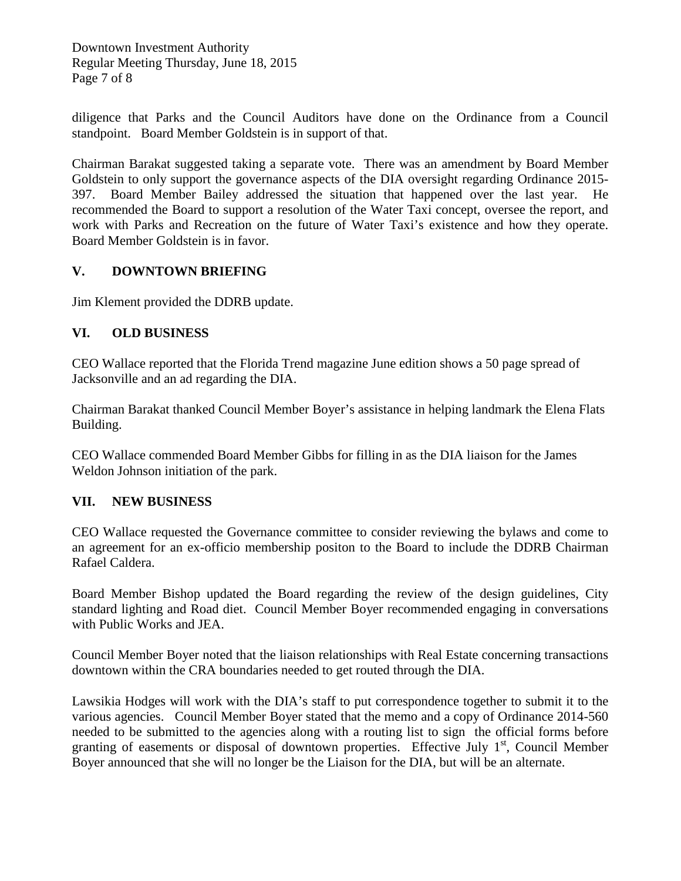diligence that Parks and the Council Auditors have done on the Ordinance from a Council standpoint. Board Member Goldstein is in support of that.

Chairman Barakat suggested taking a separate vote. There was an amendment by Board Member Goldstein to only support the governance aspects of the DIA oversight regarding Ordinance 2015-397. Board Member Bailey addressed the situation that happened over the last year. He recommended the Board to support a resolution of the Water Taxi concept, oversee the report, and work with Parks and Recreation on the future of Water Taxi's existence and how they operate. Board Member Goldstein is in favor.

## V. DOWNTOWN BRIEFING

Jim Klement provided the DDRB update.

## VI. OLD BUSINESS

CEO Wallace reported that the Florida Trend magazine June edition shows a 50 page spread of Jacksonville and an ad regarding the DIA.

Chairman Barakat thanked Council Member Boyer's assistance in helping landmark the Elena Flats Building.

CEO Wallace commended Board Member Gibbs for filling in as the DIA liaison for the James Weldon Johnson initiation of the park.

## VII. NEW BUSINESS

CEO Wallace requested the Governance committee to consider reviewing the bylaws and come to an agreement for an ex-officio membership positon to the Board to include the DDRB Chairman Rafael Caldera.

Board Member Bishop updated the Board regarding the review of the design guidelines, City standard lighting and Road diet. Council Member Boyer recommended engaging in conversations with Public Works and JEA.

Council Member Boyer noted that the liaison relationships with Real Estate concerning transactions downtown within the CRA boundaries needed to get routed through the DIA.

Lawsikia Hodges will work with the DIA's staff to put correspondence together to submit it to the various agencies. Council Member Boyer stated that the memo and a copy of Ordinance 2014-560 needed to be submitted to the agencies along with a routing list to sign the official forms before granting of easements or disposal of downtown properties. Effective July 1st, Council Member Boyer announced that she will no longer be the Liaison for the DIA, but will be an alternate.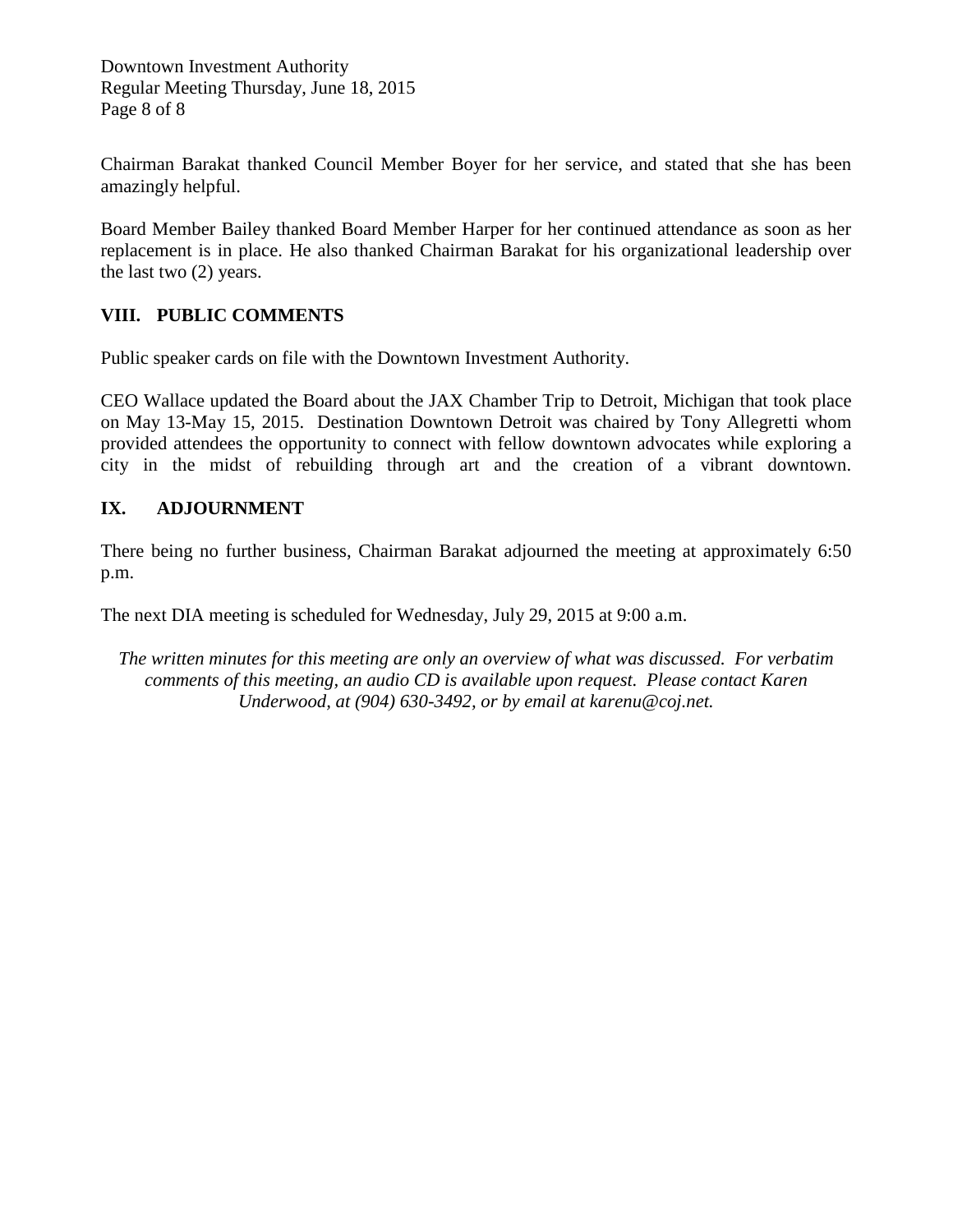Chairman Barakat thanked Council Member Boyer for her service, and stated that she has been amazingly helpful.

Board Member Bailey thanked Board Member Harper for her continued attendance as soon as her replacement is in place. He also thanked Chairman Barakat for his organizational leadership over the last two (2) years.

## VIII. PUBLIC COMMENTS

Public speaker cards on file with the Downtown Investment Authority.

CEO Wallace updated the Board about the JAX Chamber Trip to Detroit, Michigan that took place on May 13-May 15, 2015. Destination Downtown Detroit was chaired by Tony Allegretti whom provided attendees the opportunity to connect with fellow downtown advocates while exploring a city in the midst of rebuilding through art and the creation of a vibrant downtown.

## IX. ADJOURNMENT

There being no further business, Chairman Barakat adjourned the meeting at approximately 6:50 p.m.

The next DIA meeting is scheduled for Wednesday, July 29, 2015 at 9:00 a.m.

*The written minutes for this meeting are only an overview of what was discussed. For verbatim comments of this meeting, an audio CD is available upon request. Please contact Karen Underwood, at (904) 630-3492, or by email at karenu@coj.net.*